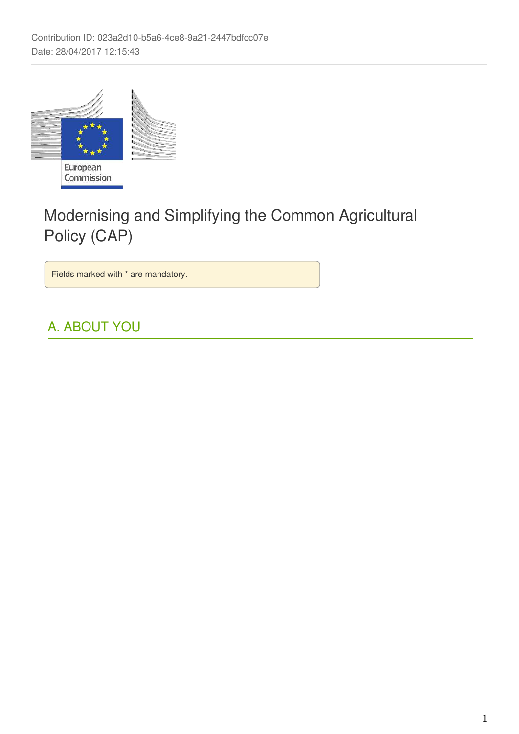Contribution ID: 023a2d10-b5a6-4ce8-9a21-2447bdfcc07e
Date: 28/04/2017 12:15:43

European Commission

# Modernising and Simplifying the Common Agricultural Policy (CAP)

Fields marked with * are mandatory.

## A. ABOUT YOU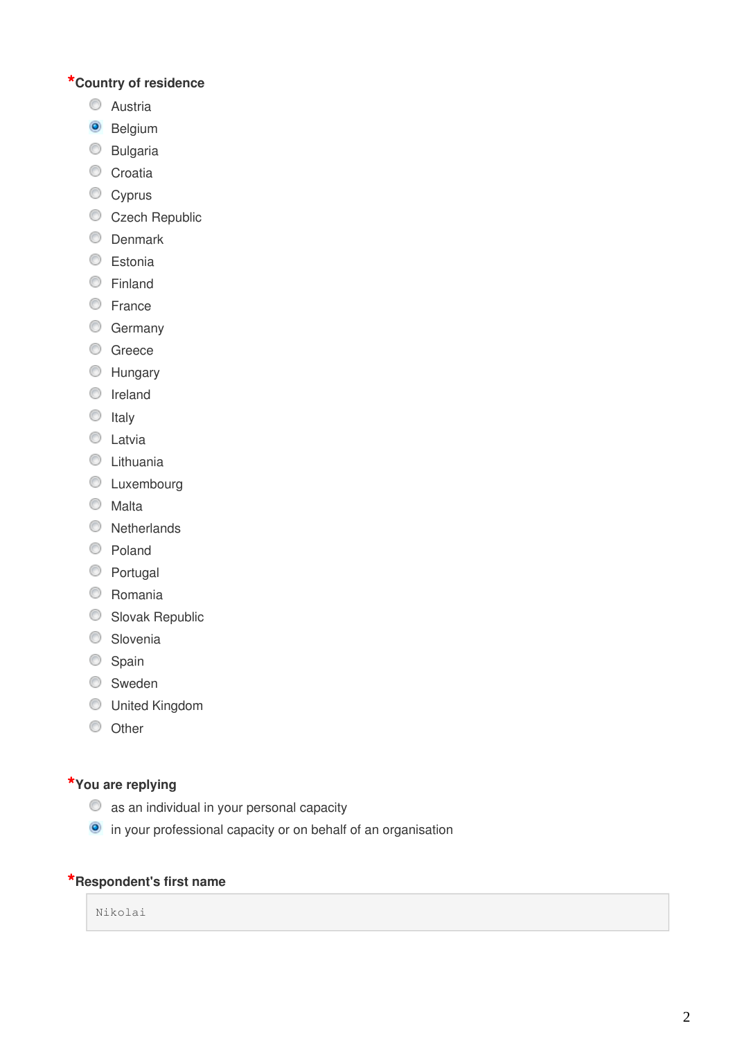**\*Country of residence**

- ( ) Austria
- (x) Belgium
- ( ) Bulgaria
- ( ) Croatia
- ( ) Cyprus
- ( ) Czech Republic
- ( ) Denmark
- ( ) Estonia
- ( ) Finland
- ( ) France
- ( ) Germany
- ( ) Greece
- ( ) Hungary
- ( ) Ireland
- ( ) Italy
- ( ) Latvia
- ( ) Lithuania
- ( ) Luxembourg
- ( ) Malta
- ( ) Netherlands
- ( ) Poland
- ( ) Portugal
- ( ) Romania
- ( ) Slovak Republic
- ( ) Slovenia
- ( ) Spain
- ( ) Sweden
- ( ) United Kingdom
- ( ) Other

**\*You are replying**

- ( ) as an individual in your personal capacity
- (x) in your professional capacity or on behalf of an organisation

**\*Respondent's first name**

Nikolai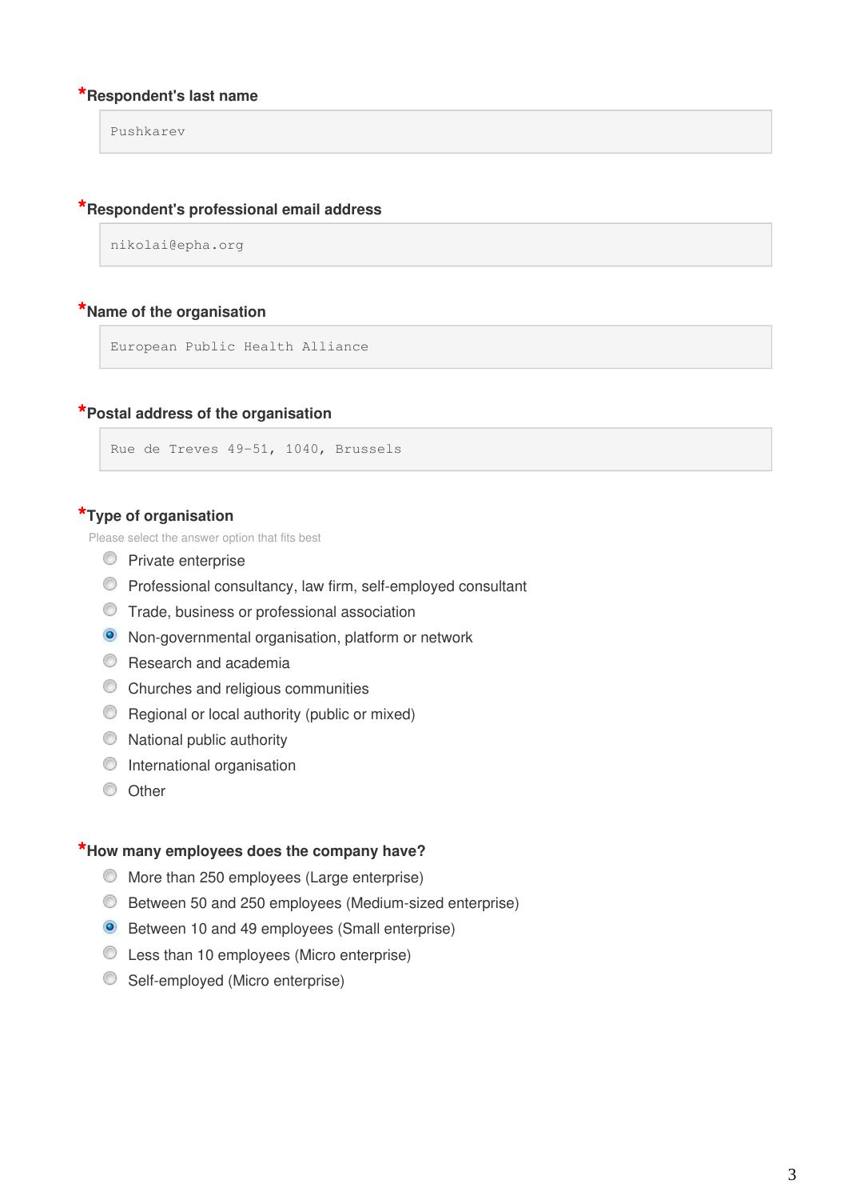**\*Respondent's last name**

Pushkarev

**\*Respondent's professional email address**

nikolai@epha.org

**\*Name of the organisation**

European Public Health Alliance

**\*Postal address of the organisation**

Rue de Treves 49-51, 1040, Brussels

**\*Type of organisation**

Please select the answer option that fits best

- ○ Private enterprise
- ○ Professional consultancy, law firm, self-employed consultant
- ○ Trade, business or professional association
- ◉ Non-governmental organisation, platform or network
- ○ Research and academia
- ○ Churches and religious communities
- ○ Regional or local authority (public or mixed)
- ○ National public authority
- ○ International organisation
- ○ Other

**\*How many employees does the company have?**

- ○ More than 250 employees (Large enterprise)
- ○ Between 50 and 250 employees (Medium-sized enterprise)
- ◉ Between 10 and 49 employees (Small enterprise)
- ○ Less than 10 employees (Micro enterprise)
- ○ Self-employed (Micro enterprise)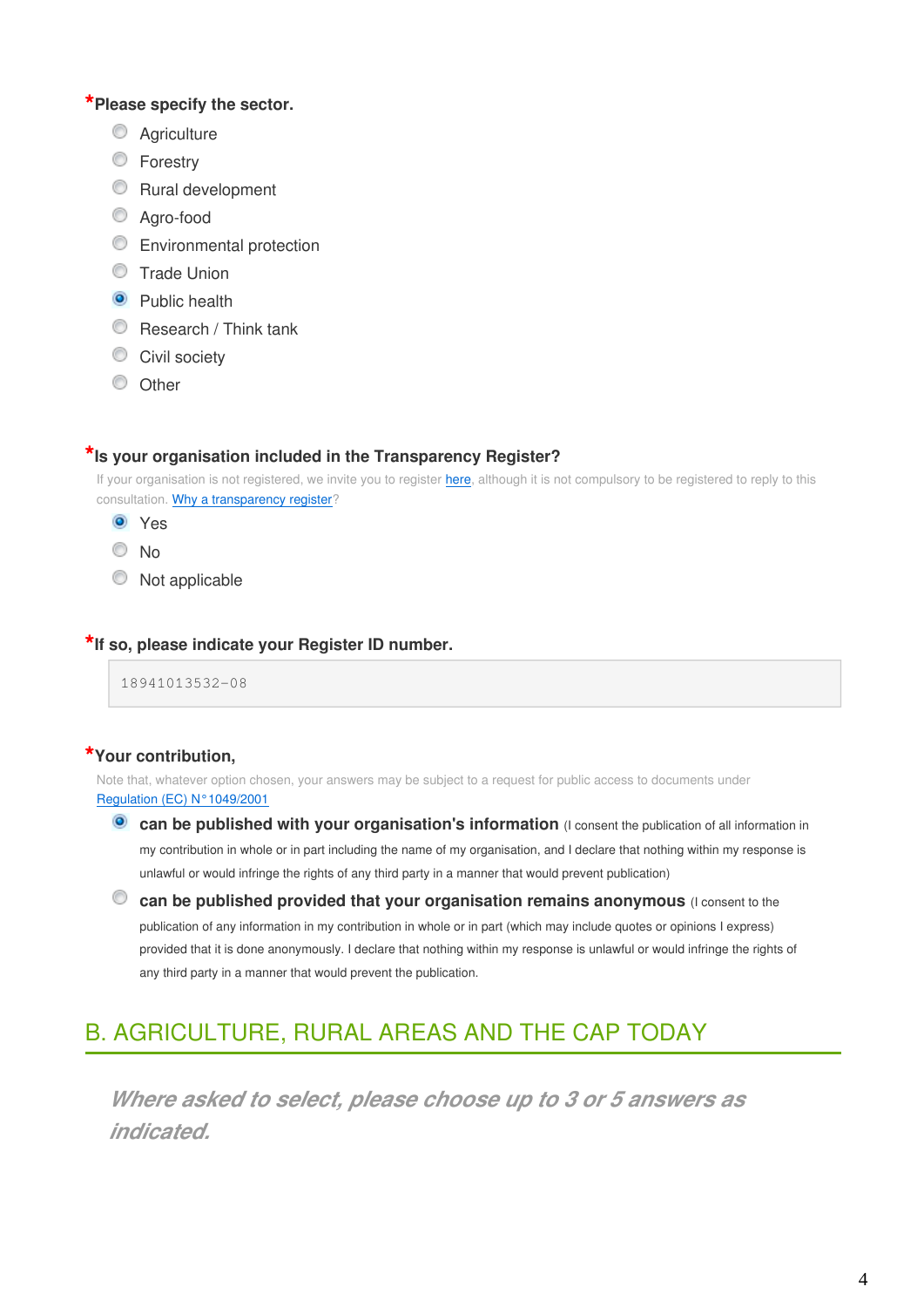**\*Please specify the sector.**

- ○ Agriculture
- ○ Forestry
- ○ Rural development
- ○ Agro-food
- ○ Environmental protection
- ○ Trade Union
- ● Public health
- ○ Research / Think tank
- ○ Civil society
- ○ Other

**\*Is your organisation included in the Transparency Register?**

If your organisation is not registered, we invite you to register here, although it is not compulsory to be registered to reply to this consultation. Why a transparency register?

- ● Yes
- ○ No
- ○ Not applicable

**\*If so, please indicate your Register ID number.**

18941013532-08

**\*Your contribution,**

Note that, whatever option chosen, your answers may be subject to a request for public access to documents under Regulation (EC) N°1049/2001

- ● **can be published with your organisation's information** (I consent the publication of all information in my contribution in whole or in part including the name of my organisation, and I declare that nothing within my response is unlawful or would infringe the rights of any third party in a manner that would prevent publication)
- ○ **can be published provided that your organisation remains anonymous** (I consent to the publication of any information in my contribution in whole or in part (which may include quotes or opinions I express) provided that it is done anonymously. I declare that nothing within my response is unlawful or would infringe the rights of any third party in a manner that would prevent the publication.

## B. AGRICULTURE, RURAL AREAS AND THE CAP TODAY

***Where asked to select, please choose up to 3 or 5 answers as indicated.***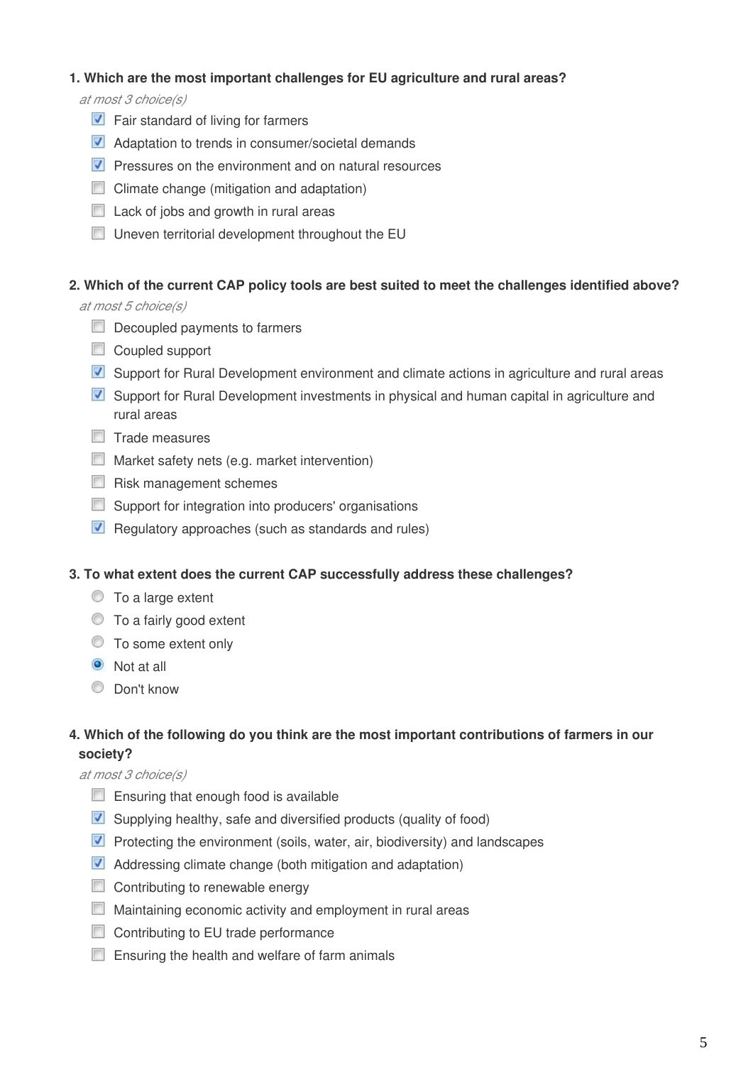**1. Which are the most important challenges for EU agriculture and rural areas?**

*at most 3 choice(s)*

- [x] Fair standard of living for farmers
- [x] Adaptation to trends in consumer/societal demands
- [x] Pressures on the environment and on natural resources
- [ ] Climate change (mitigation and adaptation)
- [ ] Lack of jobs and growth in rural areas
- [ ] Uneven territorial development throughout the EU

**2. Which of the current CAP policy tools are best suited to meet the challenges identified above?**

*at most 5 choice(s)*

- [ ] Decoupled payments to farmers
- [ ] Coupled support
- [x] Support for Rural Development environment and climate actions in agriculture and rural areas
- [x] Support for Rural Development investments in physical and human capital in agriculture and rural areas
- [ ] Trade measures
- [ ] Market safety nets (e.g. market intervention)
- [ ] Risk management schemes
- [ ] Support for integration into producers' organisations
- [x] Regulatory approaches (such as standards and rules)

**3. To what extent does the current CAP successfully address these challenges?**

- ( ) To a large extent
- ( ) To a fairly good extent
- ( ) To some extent only
- (•) Not at all
- ( ) Don't know

**4. Which of the following do you think are the most important contributions of farmers in our society?**

*at most 3 choice(s)*

- [ ] Ensuring that enough food is available
- [x] Supplying healthy, safe and diversified products (quality of food)
- [x] Protecting the environment (soils, water, air, biodiversity) and landscapes
- [x] Addressing climate change (both mitigation and adaptation)
- [ ] Contributing to renewable energy
- [ ] Maintaining economic activity and employment in rural areas
- [ ] Contributing to EU trade performance
- [ ] Ensuring the health and welfare of farm animals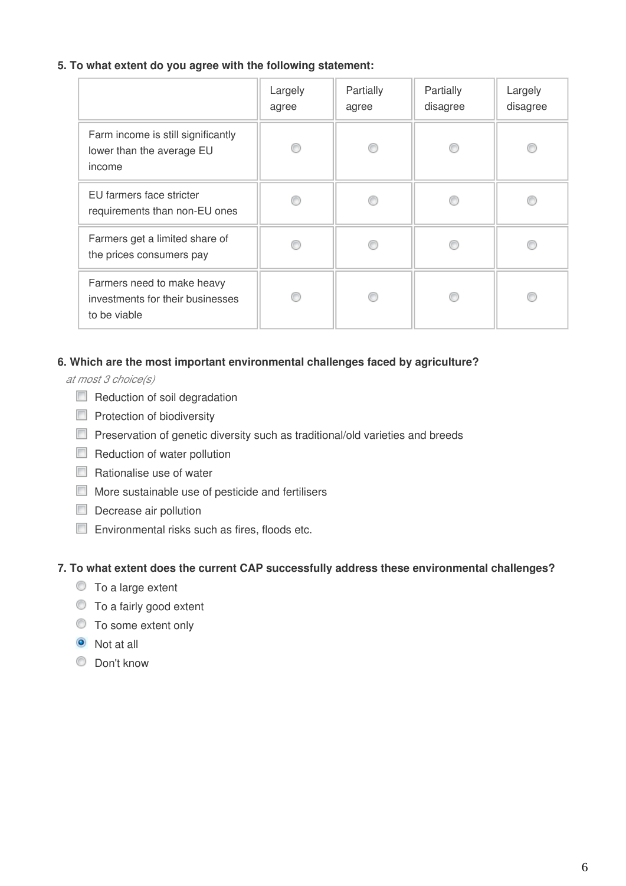**5. To what extent do you agree with the following statement:**

| | Largely agree | Partially agree | Partially disagree | Largely disagree |
|---|---|---|---|---|
| Farm income is still significantly lower than the average EU income | ○ | ○ | ○ | ○ |
| EU farmers face stricter requirements than non-EU ones | ○ | ○ | ○ | ○ |
| Farmers get a limited share of the prices consumers pay | ○ | ○ | ○ | ○ |
| Farmers need to make heavy investments for their businesses to be viable | ○ | ○ | ○ | ○ |

**6. Which are the most important environmental challenges faced by agriculture?**

*at most 3 choice(s)*

- [ ] Reduction of soil degradation
- [ ] Protection of biodiversity
- [ ] Preservation of genetic diversity such as traditional/old varieties and breeds
- [ ] Reduction of water pollution
- [ ] Rationalise use of water
- [ ] More sustainable use of pesticide and fertilisers
- [ ] Decrease air pollution
- [ ] Environmental risks such as fires, floods etc.

**7. To what extent does the current CAP successfully address these environmental challenges?**

- ○ To a large extent
- ○ To a fairly good extent
- ○ To some extent only
- ● Not at all
- ○ Don't know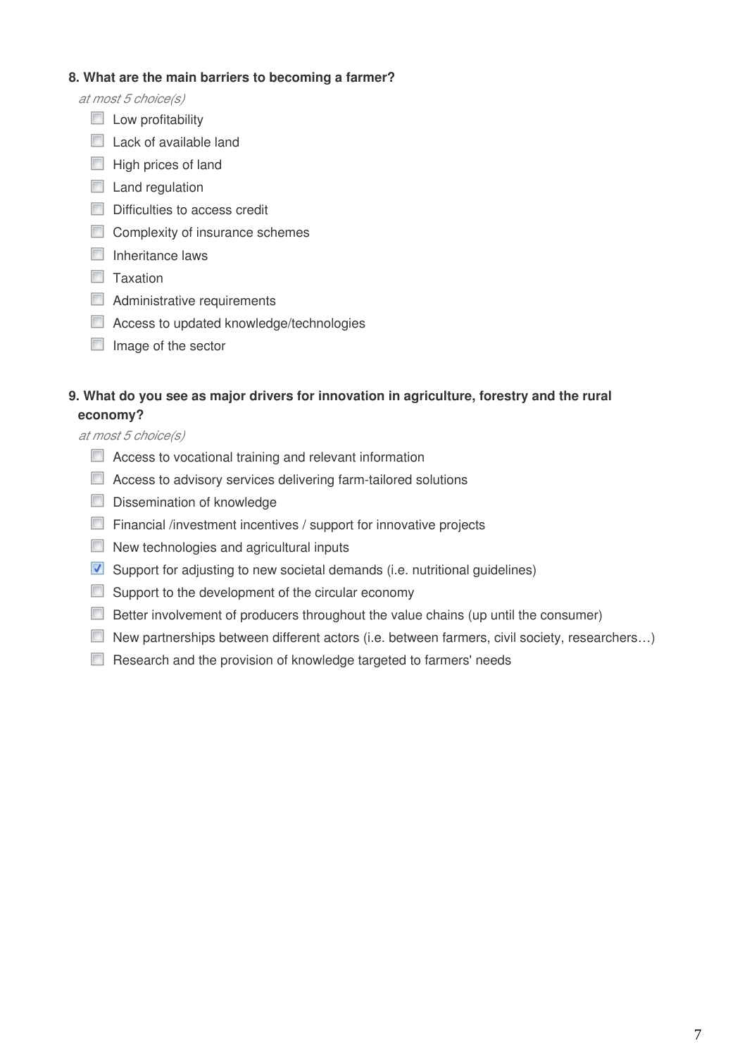**8. What are the main barriers to becoming a farmer?**

*at most 5 choice(s)*

- [ ] Low profitability
- [ ] Lack of available land
- [ ] High prices of land
- [ ] Land regulation
- [ ] Difficulties to access credit
- [ ] Complexity of insurance schemes
- [ ] Inheritance laws
- [ ] Taxation
- [ ] Administrative requirements
- [ ] Access to updated knowledge/technologies
- [ ] Image of the sector

**9. What do you see as major drivers for innovation in agriculture, forestry and the rural economy?**

*at most 5 choice(s)*

- [ ] Access to vocational training and relevant information
- [ ] Access to advisory services delivering farm-tailored solutions
- [ ] Dissemination of knowledge
- [ ] Financial /investment incentives / support for innovative projects
- [ ] New technologies and agricultural inputs
- [x] Support for adjusting to new societal demands (i.e. nutritional guidelines)
- [ ] Support to the development of the circular economy
- [ ] Better involvement of producers throughout the value chains (up until the consumer)
- [ ] New partnerships between different actors (i.e. between farmers, civil society, researchers…)
- [ ] Research and the provision of knowledge targeted to farmers' needs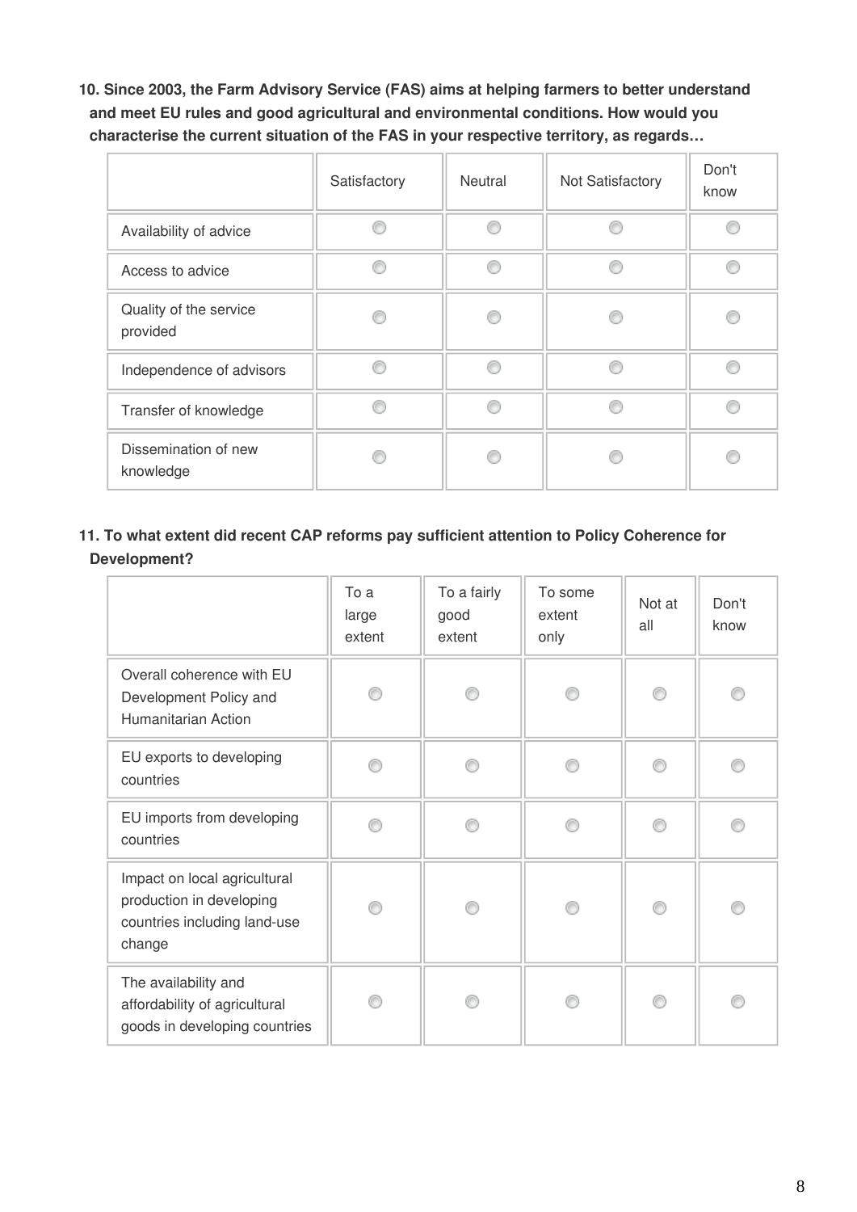**10. Since 2003, the Farm Advisory Service (FAS) aims at helping farmers to better understand and meet EU rules and good agricultural and environmental conditions. How would you characterise the current situation of the FAS in your respective territory, as regards…**

| | Satisfactory | Neutral | Not Satisfactory | Don't know |
|---|---|---|---|---|
| Availability of advice | ◯ | ◯ | ◯ | ◯ |
| Access to advice | ◯ | ◯ | ◯ | ◯ |
| Quality of the service provided | ◯ | ◯ | ◯ | ◯ |
| Independence of advisors | ◯ | ◯ | ◯ | ◯ |
| Transfer of knowledge | ◯ | ◯ | ◯ | ◯ |
| Dissemination of new knowledge | ◯ | ◯ | ◯ | ◯ |

**11. To what extent did recent CAP reforms pay sufficient attention to Policy Coherence for Development?**

| | To a large extent | To a fairly good extent | To some extent only | Not at all | Don't know |
|---|---|---|---|---|---|
| Overall coherence with EU Development Policy and Humanitarian Action | ◯ | ◯ | ◯ | ◯ | ◯ |
| EU exports to developing countries | ◯ | ◯ | ◯ | ◯ | ◯ |
| EU imports from developing countries | ◯ | ◯ | ◯ | ◯ | ◯ |
| Impact on local agricultural production in developing countries including land-use change | ◯ | ◯ | ◯ | ◯ | ◯ |
| The availability and affordability of agricultural goods in developing countries | ◯ | ◯ | ◯ | ◯ | ◯ |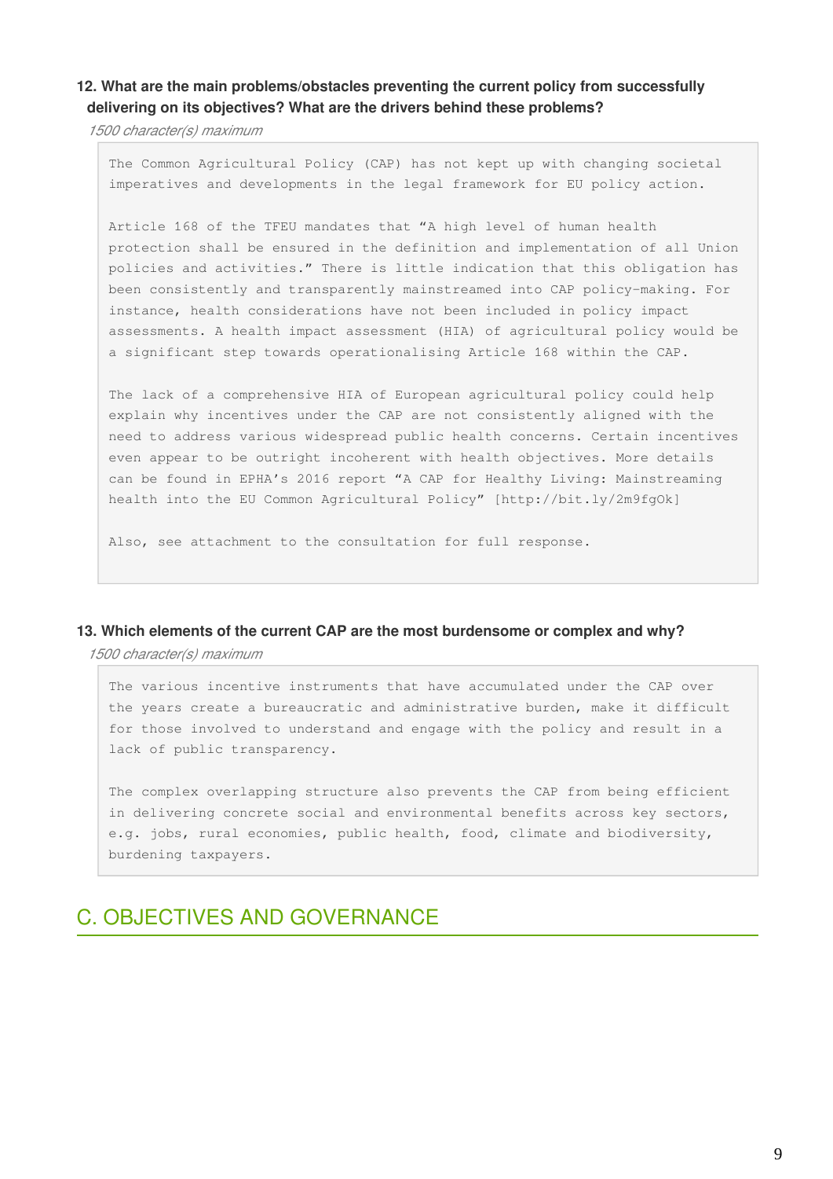**12. What are the main problems/obstacles preventing the current policy from successfully delivering on its objectives? What are the drivers behind these problems?**

*1500 character(s) maximum*

The Common Agricultural Policy (CAP) has not kept up with changing societal imperatives and developments in the legal framework for EU policy action.

Article 168 of the TFEU mandates that “A high level of human health protection shall be ensured in the definition and implementation of all Union policies and activities.” There is little indication that this obligation has been consistently and transparently mainstreamed into CAP policy-making. For instance, health considerations have not been included in policy impact assessments. A health impact assessment (HIA) of agricultural policy would be a significant step towards operationalising Article 168 within the CAP.

The lack of a comprehensive HIA of European agricultural policy could help explain why incentives under the CAP are not consistently aligned with the need to address various widespread public health concerns. Certain incentives even appear to be outright incoherent with health objectives. More details can be found in EPHA’s 2016 report “A CAP for Healthy Living: Mainstreaming health into the EU Common Agricultural Policy” [http://bit.ly/2m9fgOk]

Also, see attachment to the consultation for full response.

**13. Which elements of the current CAP are the most burdensome or complex and why?**

*1500 character(s) maximum*

The various incentive instruments that have accumulated under the CAP over the years create a bureaucratic and administrative burden, make it difficult for those involved to understand and engage with the policy and result in a lack of public transparency.

The complex overlapping structure also prevents the CAP from being efficient in delivering concrete social and environmental benefits across key sectors, e.g. jobs, rural economies, public health, food, climate and biodiversity, burdening taxpayers.

## C. OBJECTIVES AND GOVERNANCE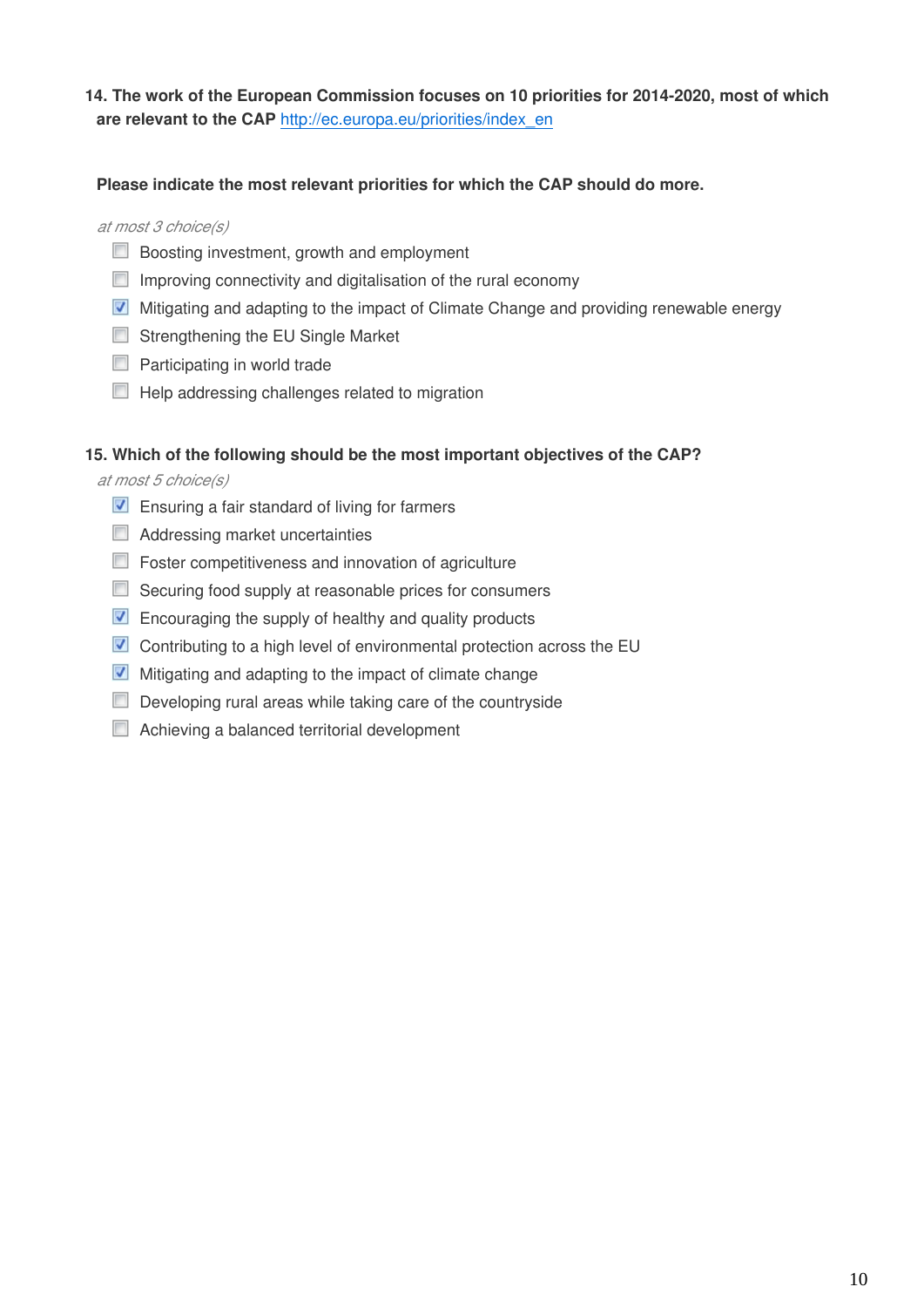**14. The work of the European Commission focuses on 10 priorities for 2014-2020, most of which are relevant to the CAP** http://ec.europa.eu/priorities/index_en

**Please indicate the most relevant priorities for which the CAP should do more.**

*at most 3 choice(s)*

- [ ] Boosting investment, growth and employment
- [ ] Improving connectivity and digitalisation of the rural economy
- [x] Mitigating and adapting to the impact of Climate Change and providing renewable energy
- [ ] Strengthening the EU Single Market
- [ ] Participating in world trade
- [ ] Help addressing challenges related to migration

**15. Which of the following should be the most important objectives of the CAP?**

*at most 5 choice(s)*

- [x] Ensuring a fair standard of living for farmers
- [ ] Addressing market uncertainties
- [ ] Foster competitiveness and innovation of agriculture
- [ ] Securing food supply at reasonable prices for consumers
- [x] Encouraging the supply of healthy and quality products
- [x] Contributing to a high level of environmental protection across the EU
- [x] Mitigating and adapting to the impact of climate change
- [ ] Developing rural areas while taking care of the countryside
- [ ] Achieving a balanced territorial development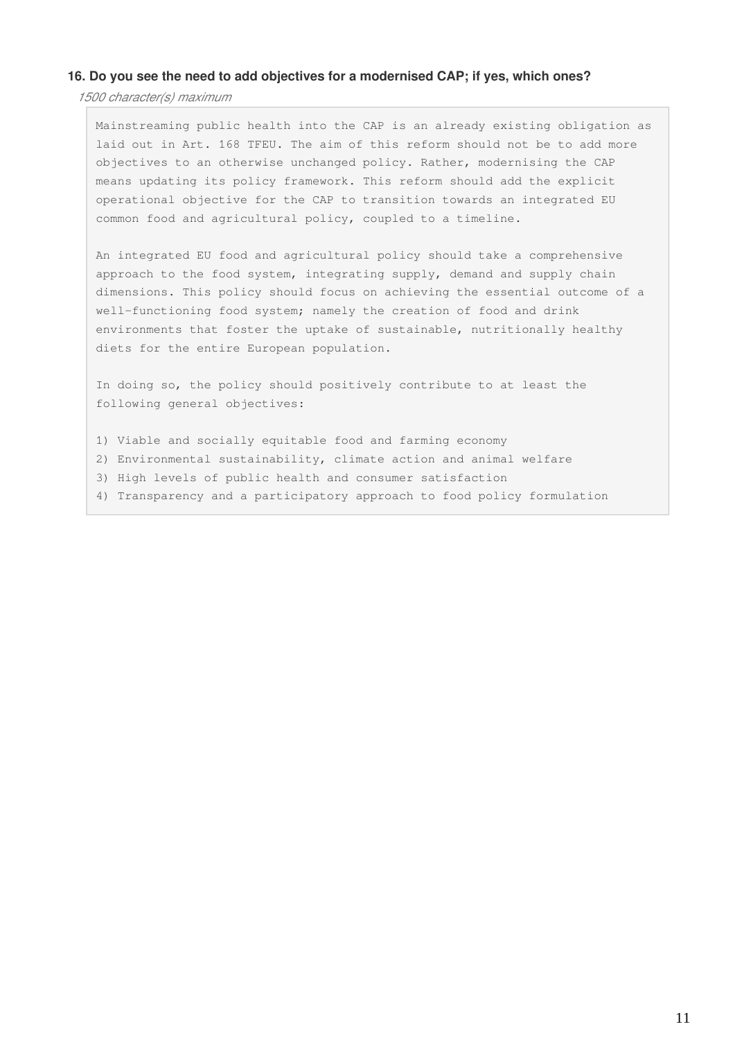**16. Do you see the need to add objectives for a modernised CAP; if yes, which ones?**

*1500 character(s) maximum*

Mainstreaming public health into the CAP is an already existing obligation as laid out in Art. 168 TFEU. The aim of this reform should not be to add more objectives to an otherwise unchanged policy. Rather, modernising the CAP means updating its policy framework. This reform should add the explicit operational objective for the CAP to transition towards an integrated EU common food and agricultural policy, coupled to a timeline.

An integrated EU food and agricultural policy should take a comprehensive approach to the food system, integrating supply, demand and supply chain dimensions. This policy should focus on achieving the essential outcome of a well-functioning food system; namely the creation of food and drink environments that foster the uptake of sustainable, nutritionally healthy diets for the entire European population.

In doing so, the policy should positively contribute to at least the following general objectives:

1) Viable and socially equitable food and farming economy
2) Environmental sustainability, climate action and animal welfare
3) High levels of public health and consumer satisfaction
4) Transparency and a participatory approach to food policy formulation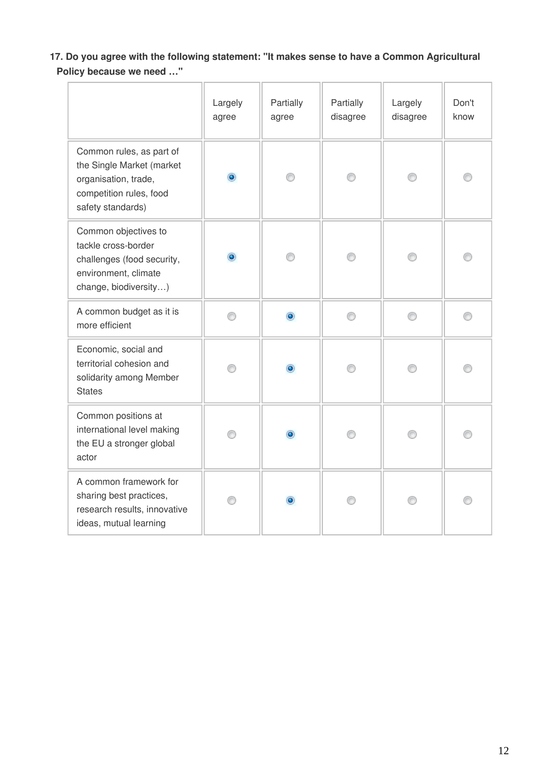**17. Do you agree with the following statement: "It makes sense to have a Common Agricultural Policy because we need …"**

| | Largely agree | Partially agree | Partially disagree | Largely disagree | Don't know |
|---|---|---|---|---|---|
| Common rules, as part of the Single Market (market organisation, trade, competition rules, food safety standards) | ● | ○ | ○ | ○ | ○ |
| Common objectives to tackle cross-border challenges (food security, environment, climate change, biodiversity…) | ● | ○ | ○ | ○ | ○ |
| A common budget as it is more efficient | ○ | ● | ○ | ○ | ○ |
| Economic, social and territorial cohesion and solidarity among Member States | ○ | ● | ○ | ○ | ○ |
| Common positions at international level making the EU a stronger global actor | ○ | ● | ○ | ○ | ○ |
| A common framework for sharing best practices, research results, innovative ideas, mutual learning | ○ | ● | ○ | ○ | ○ |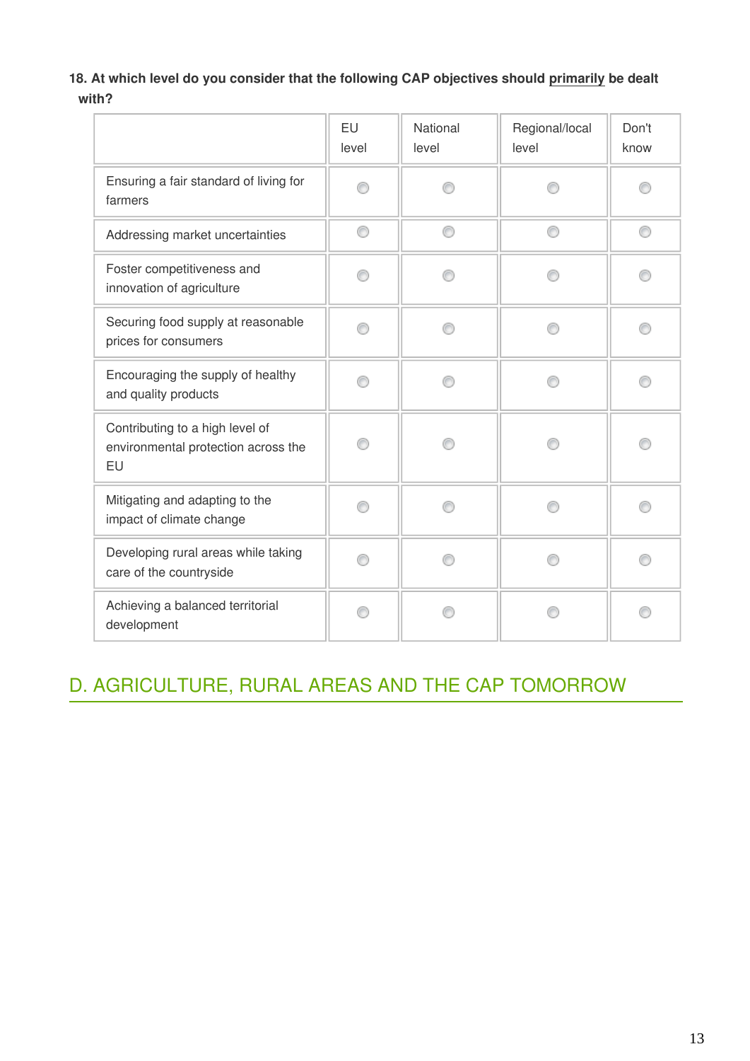**18. At which level do you consider that the following CAP objectives should <u>primarily</u> be dealt with?**

| | EU level | National level | Regional/local level | Don't know |
|---|---|---|---|---|
| Ensuring a fair standard of living for farmers | ◯ | ◯ | ◯ | ◯ |
| Addressing market uncertainties | ◯ | ◯ | ◯ | ◯ |
| Foster competitiveness and innovation of agriculture | ◯ | ◯ | ◯ | ◯ |
| Securing food supply at reasonable prices for consumers | ◯ | ◯ | ◯ | ◯ |
| Encouraging the supply of healthy and quality products | ◯ | ◯ | ◯ | ◯ |
| Contributing to a high level of environmental protection across the EU | ◯ | ◯ | ◯ | ◯ |
| Mitigating and adapting to the impact of climate change | ◯ | ◯ | ◯ | ◯ |
| Developing rural areas while taking care of the countryside | ◯ | ◯ | ◯ | ◯ |
| Achieving a balanced territorial development | ◯ | ◯ | ◯ | ◯ |

## D. AGRICULTURE, RURAL AREAS AND THE CAP TOMORROW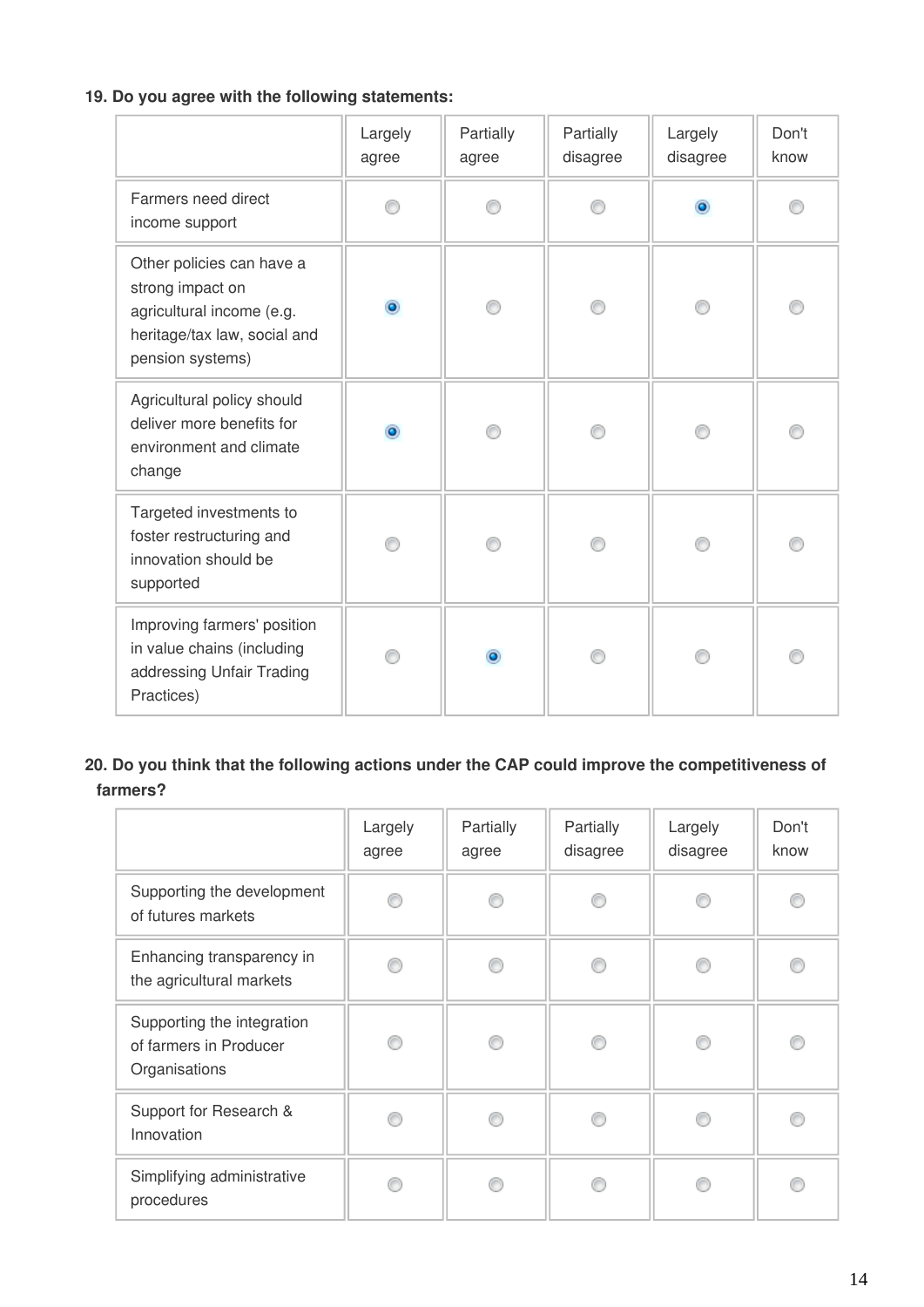**19. Do you agree with the following statements:**

| | Largely agree | Partially agree | Partially disagree | Largely disagree | Don't know |
|---|---|---|---|---|---|
| Farmers need direct income support | | | | ◉ | |
| Other policies can have a strong impact on agricultural income (e.g. heritage/tax law, social and pension systems) | ◉ | | | | |
| Agricultural policy should deliver more benefits for environment and climate change | ◉ | | | | |
| Targeted investments to foster restructuring and innovation should be supported | | | | | |
| Improving farmers' position in value chains (including addressing Unfair Trading Practices) | | ◉ | | | |

**20. Do you think that the following actions under the CAP could improve the competitiveness of farmers?**

| | Largely agree | Partially agree | Partially disagree | Largely disagree | Don't know |
|---|---|---|---|---|---|
| Supporting the development of futures markets | | | | | |
| Enhancing transparency in the agricultural markets | | | | | |
| Supporting the integration of farmers in Producer Organisations | | | | | |
| Support for Research & Innovation | | | | | |
| Simplifying administrative procedures | | | | | |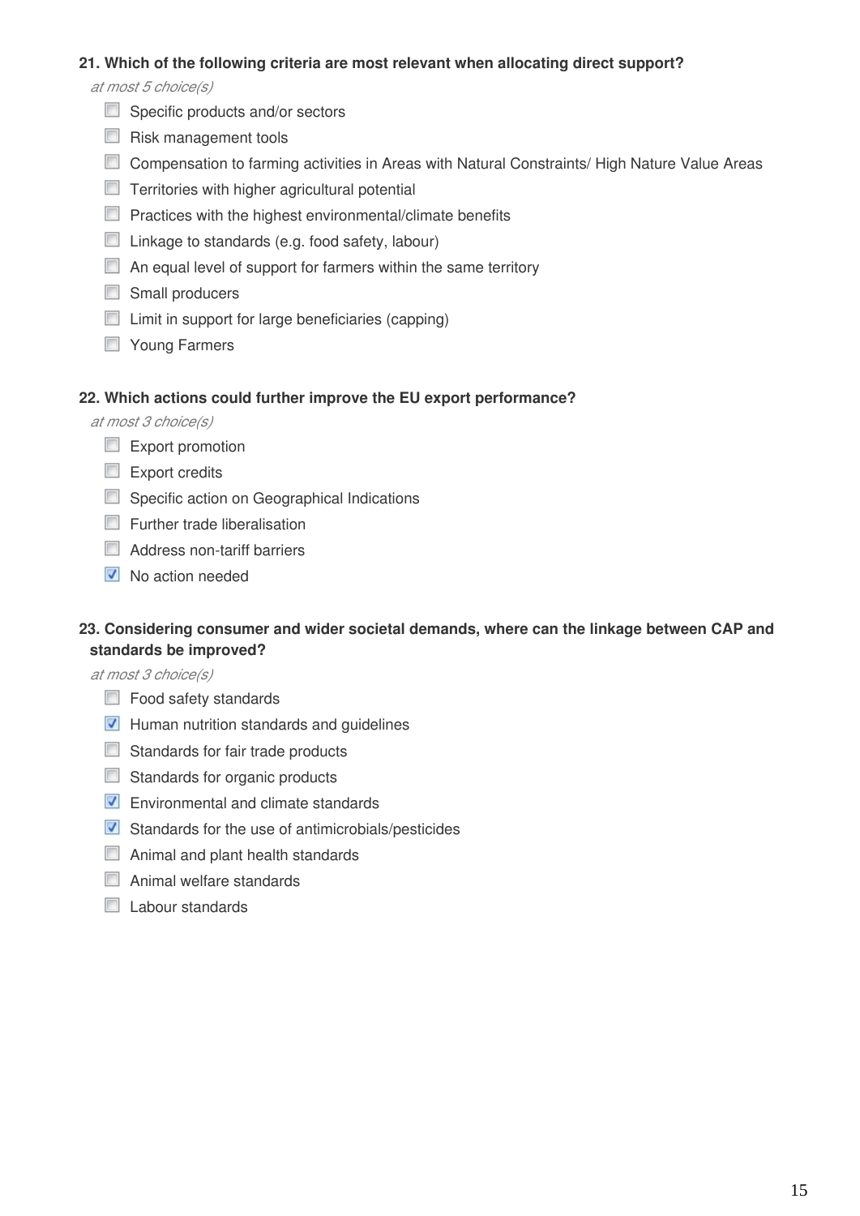**21. Which of the following criteria are most relevant when allocating direct support?**

*at most 5 choice(s)*

- [ ] Specific products and/or sectors
- [ ] Risk management tools
- [ ] Compensation to farming activities in Areas with Natural Constraints/ High Nature Value Areas
- [ ] Territories with higher agricultural potential
- [ ] Practices with the highest environmental/climate benefits
- [ ] Linkage to standards (e.g. food safety, labour)
- [ ] An equal level of support for farmers within the same territory
- [ ] Small producers
- [ ] Limit in support for large beneficiaries (capping)
- [ ] Young Farmers

**22. Which actions could further improve the EU export performance?**

*at most 3 choice(s)*

- [ ] Export promotion
- [ ] Export credits
- [ ] Specific action on Geographical Indications
- [ ] Further trade liberalisation
- [ ] Address non-tariff barriers
- [x] No action needed

**23. Considering consumer and wider societal demands, where can the linkage between CAP and standards be improved?**

*at most 3 choice(s)*

- [ ] Food safety standards
- [x] Human nutrition standards and guidelines
- [ ] Standards for fair trade products
- [ ] Standards for organic products
- [x] Environmental and climate standards
- [x] Standards for the use of antimicrobials/pesticides
- [ ] Animal and plant health standards
- [ ] Animal welfare standards
- [ ] Labour standards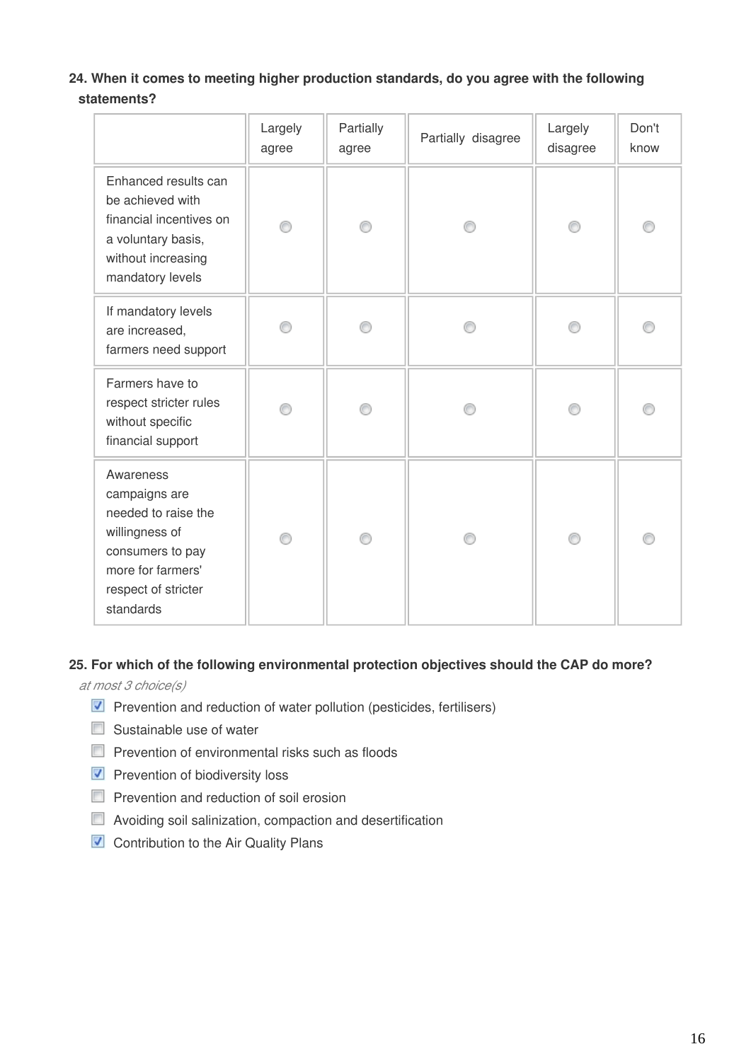**24. When it comes to meeting higher production standards, do you agree with the following statements?**

| | Largely agree | Partially agree | Partially disagree | Largely disagree | Don't know |
|---|---|---|---|---|---|
| Enhanced results can be achieved with financial incentives on a voluntary basis, without increasing mandatory levels | ○ | ○ | ○ | ○ | ○ |
| If mandatory levels are increased, farmers need support | ○ | ○ | ○ | ○ | ○ |
| Farmers have to respect stricter rules without specific financial support | ○ | ○ | ○ | ○ | ○ |
| Awareness campaigns are needed to raise the willingness of consumers to pay more for farmers' respect of stricter standards | ○ | ○ | ○ | ○ | ○ |

**25. For which of the following environmental protection objectives should the CAP do more?**

*at most 3 choice(s)*

- [x] Prevention and reduction of water pollution (pesticides, fertilisers)
- [ ] Sustainable use of water
- [ ] Prevention of environmental risks such as floods
- [x] Prevention of biodiversity loss
- [ ] Prevention and reduction of soil erosion
- [ ] Avoiding soil salinization, compaction and desertification
- [x] Contribution to the Air Quality Plans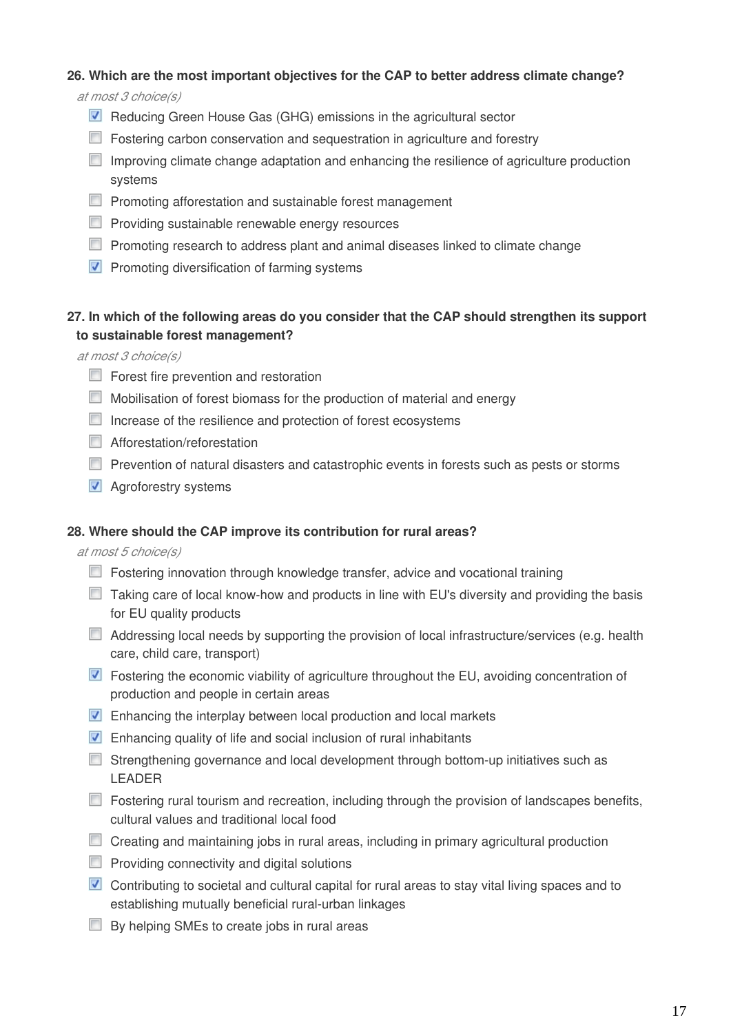**26. Which are the most important objectives for the CAP to better address climate change?**

*at most 3 choice(s)*

- [x] Reducing Green House Gas (GHG) emissions in the agricultural sector
- [ ] Fostering carbon conservation and sequestration in agriculture and forestry
- [ ] Improving climate change adaptation and enhancing the resilience of agriculture production systems
- [ ] Promoting afforestation and sustainable forest management
- [ ] Providing sustainable renewable energy resources
- [ ] Promoting research to address plant and animal diseases linked to climate change
- [x] Promoting diversification of farming systems

**27. In which of the following areas do you consider that the CAP should strengthen its support to sustainable forest management?**

*at most 3 choice(s)*

- [ ] Forest fire prevention and restoration
- [ ] Mobilisation of forest biomass for the production of material and energy
- [ ] Increase of the resilience and protection of forest ecosystems
- [ ] Afforestation/reforestation
- [ ] Prevention of natural disasters and catastrophic events in forests such as pests or storms
- [x] Agroforestry systems

**28. Where should the CAP improve its contribution for rural areas?**

*at most 5 choice(s)*

- [ ] Fostering innovation through knowledge transfer, advice and vocational training
- [ ] Taking care of local know-how and products in line with EU's diversity and providing the basis for EU quality products
- [ ] Addressing local needs by supporting the provision of local infrastructure/services (e.g. health care, child care, transport)
- [x] Fostering the economic viability of agriculture throughout the EU, avoiding concentration of production and people in certain areas
- [x] Enhancing the interplay between local production and local markets
- [x] Enhancing quality of life and social inclusion of rural inhabitants
- [ ] Strengthening governance and local development through bottom-up initiatives such as LEADER
- [ ] Fostering rural tourism and recreation, including through the provision of landscapes benefits, cultural values and traditional local food
- [ ] Creating and maintaining jobs in rural areas, including in primary agricultural production
- [ ] Providing connectivity and digital solutions
- [x] Contributing to societal and cultural capital for rural areas to stay vital living spaces and to establishing mutually beneficial rural-urban linkages
- [ ] By helping SMEs to create jobs in rural areas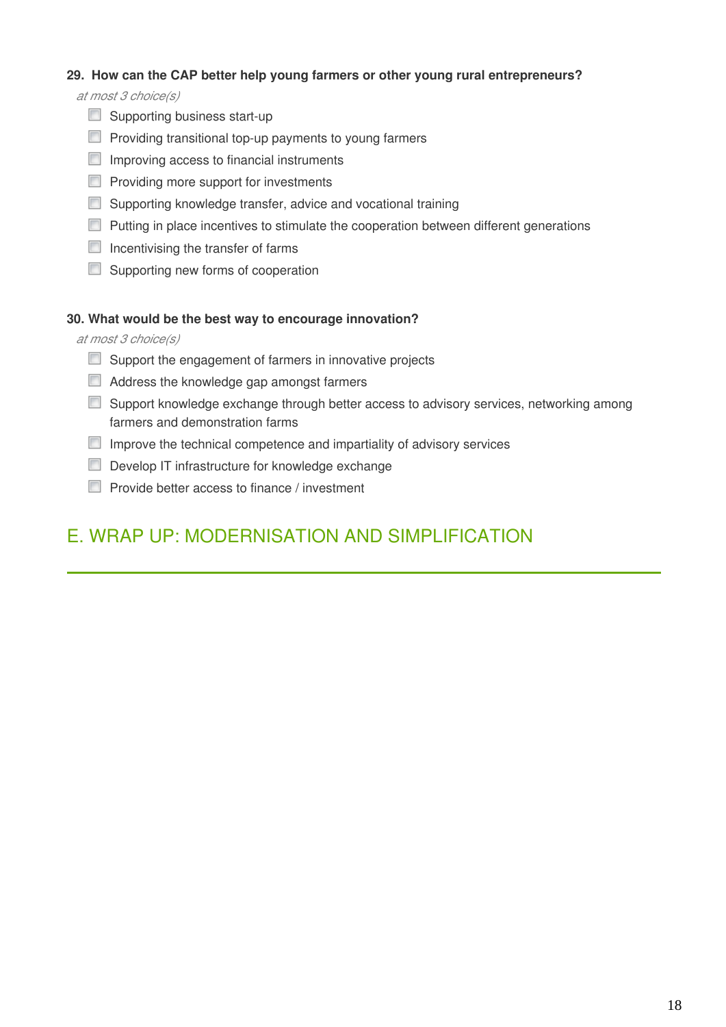**29. How can the CAP better help young farmers or other young rural entrepreneurs?**

*at most 3 choice(s)*

- [ ] Supporting business start-up
- [ ] Providing transitional top-up payments to young farmers
- [ ] Improving access to financial instruments
- [ ] Providing more support for investments
- [ ] Supporting knowledge transfer, advice and vocational training
- [ ] Putting in place incentives to stimulate the cooperation between different generations
- [ ] Incentivising the transfer of farms
- [ ] Supporting new forms of cooperation

**30. What would be the best way to encourage innovation?**

*at most 3 choice(s)*

- [ ] Support the engagement of farmers in innovative projects
- [ ] Address the knowledge gap amongst farmers
- [ ] Support knowledge exchange through better access to advisory services, networking among farmers and demonstration farms
- [ ] Improve the technical competence and impartiality of advisory services
- [ ] Develop IT infrastructure for knowledge exchange
- [ ] Provide better access to finance / investment

## E. WRAP UP: MODERNISATION AND SIMPLIFICATION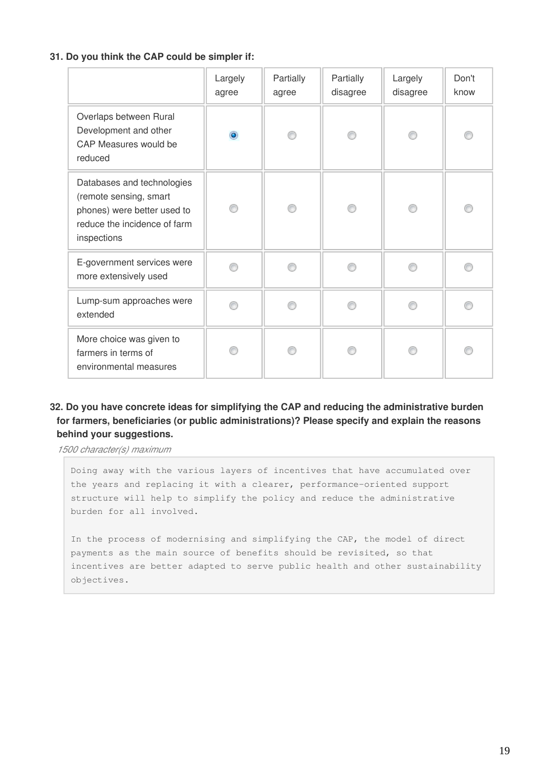**31. Do you think the CAP could be simpler if:**

| | Largely agree | Partially agree | Partially disagree | Largely disagree | Don't know |
|---|---|---|---|---|---|
| Overlaps between Rural Development and other CAP Measures would be reduced | ◉ | ○ | ○ | ○ | ○ |
| Databases and technologies (remote sensing, smart phones) were better used to reduce the incidence of farm inspections | ○ | ○ | ○ | ○ | ○ |
| E-government services were more extensively used | ○ | ○ | ○ | ○ | ○ |
| Lump-sum approaches were extended | ○ | ○ | ○ | ○ | ○ |
| More choice was given to farmers in terms of environmental measures | ○ | ○ | ○ | ○ | ○ |

**32. Do you have concrete ideas for simplifying the CAP and reducing the administrative burden for farmers, beneficiaries (or public administrations)? Please specify and explain the reasons behind your suggestions.**

*1500 character(s) maximum*

Doing away with the various layers of incentives that have accumulated over the years and replacing it with a clearer, performance-oriented support structure will help to simplify the policy and reduce the administrative burden for all involved.

In the process of modernising and simplifying the CAP, the model of direct payments as the main source of benefits should be revisited, so that incentives are better adapted to serve public health and other sustainability objectives.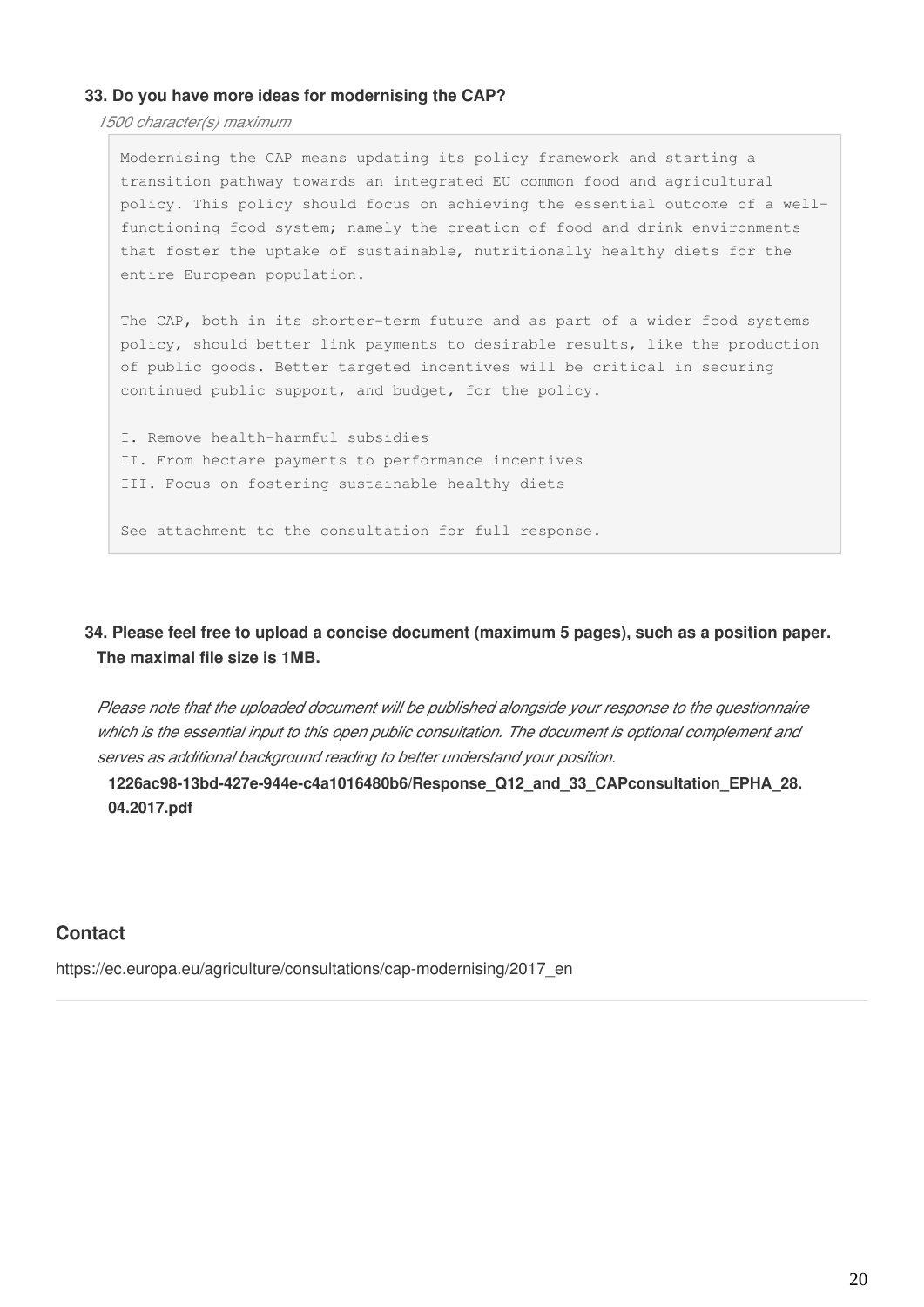**33. Do you have more ideas for modernising the CAP?**

*1500 character(s) maximum*

Modernising the CAP means updating its policy framework and starting a transition pathway towards an integrated EU common food and agricultural policy. This policy should focus on achieving the essential outcome of a well-functioning food system; namely the creation of food and drink environments that foster the uptake of sustainable, nutritionally healthy diets for the entire European population.

The CAP, both in its shorter-term future and as part of a wider food systems policy, should better link payments to desirable results, like the production of public goods. Better targeted incentives will be critical in securing continued public support, and budget, for the policy.

I. Remove health-harmful subsidies
II. From hectare payments to performance incentives
III. Focus on fostering sustainable healthy diets

See attachment to the consultation for full response.

**34. Please feel free to upload a concise document (maximum 5 pages), such as a position paper. The maximal file size is 1MB.**

*Please note that the uploaded document will be published alongside your response to the questionnaire which is the essential input to this open public consultation. The document is optional complement and serves as additional background reading to better understand your position.*

**1226ac98-13bd-427e-944e-c4a1016480b6/Response_Q12_and_33_CAPconsultation_EPHA_28.04.2017.pdf**

## Contact

https://ec.europa.eu/agriculture/consultations/cap-modernising/2017_en